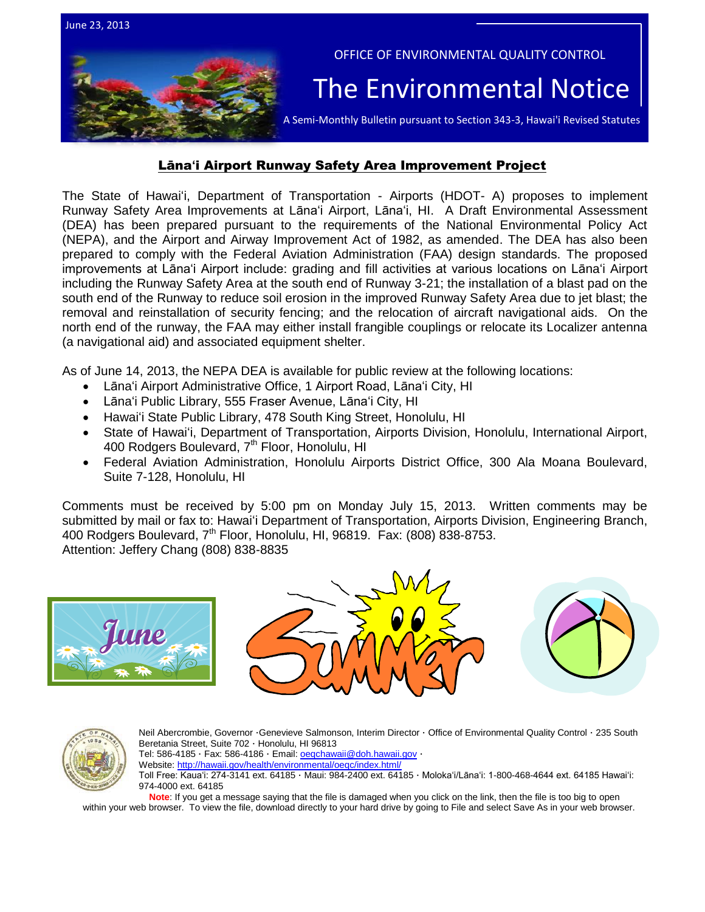June 23, 2013

OFFICE OF ENVIRONMENTAL QUALITY CONTROL

# The Environmental Notice

A Semi-Monthly Bulletin pursuant to Section 343-3, Hawai'i Revised Statutes

## Lānaʻi Airport Runway Safety Area Improvement Project

The State of Hawaiʻi, Department of Transportation - Airports (HDOT- A) proposes to implement Runway Safety Area Improvements at Lānaʻi Airport, Lānaʻi, HI. A Draft Environmental Assessment (DEA) has been prepared pursuant to the requirements of the National Environmental Policy Act (NEPA), and the Airport and Airway Improvement Act of 1982, as amended. The DEA has also been prepared to comply with the Federal Aviation Administration (FAA) design standards. The proposed improvements at Lānaʻi Airport include: grading and fill activities at various locations on Lānaʻi Airport including the Runway Safety Area at the south end of Runway 3-21; the installation of a blast pad on the south end of the Runway to reduce soil erosion in the improved Runway Safety Area due to jet blast; the removal and reinstallation of security fencing; and the relocation of aircraft navigational aids. On the north end of the runway, the FAA may either install frangible couplings or relocate its Localizer antenna (a navigational aid) and associated equipment shelter.

As of June 14, 2013, the NEPA DEA is available for public review at the following locations:

- Lānaʻi Airport Administrative Office, 1 Airport Road, Lānaʻi City, HI
- Lānaʻi Public Library, 555 Fraser Avenue, Lānaʻi City, HI
- Hawaiʻi State Public Library, 478 South King Street, Honolulu, HI
- State of Hawaiʻi, Department of Transportation, Airports Division, Honolulu, International Airport, 400 Rodgers Boulevard, 7th Floor, Honolulu, HI
- Federal Aviation Administration, Honolulu Airports District Office, 300 Ala Moana Boulevard, Suite 7-128, Honolulu, HI

Comments must be received by 5:00 pm on Monday July 15, 2013. Written comments may be submitted by mail or fax to: Hawaiʻi Department of Transportation, Airports Division, Engineering Branch, 400 Rodgers Boulevard, 7th Floor, Honolulu, HI, 96819. Fax: (808) 838-8753.
Attention: Jeffery Chang (808) 838-8835

Neil Abercrombie, Governor · Genevieve Salmonson, Interim Director · Office of Environmental Quality Control · 235 South Beretania Street, Suite 702 · Honolulu, HI 96813
Tel: 586-4185 · Fax: 586-4186 · Email: oeqchawaii@doh.hawaii.gov ·
Website: http://hawaii.gov/health/environmental/oeqc/index.html/
Toll Free: Kauaʻi: 274-3141 ext. 64185 · Maui: 984-2400 ext. 64185 · Molokaʻi/Lānaʻi: 1-800-468-4644 ext. 64185 Hawaiʻi: 974-4000 ext. 64185

**Note**: If you get a message saying that the file is damaged when you click on the link, then the file is too big to open within your web browser. To view the file, download directly to your hard drive by going to File and select Save As in your web browser.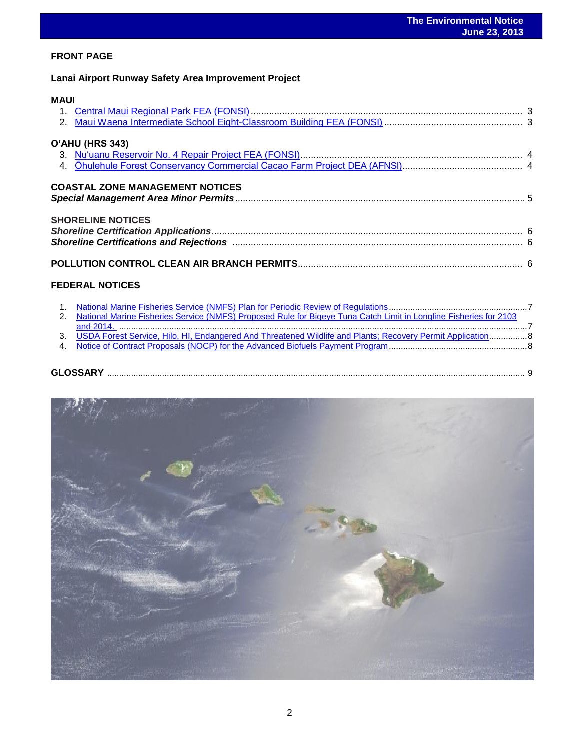## FRONT PAGE

**Lanai Airport Runway Safety Area Improvement Project**

### MAUI

1. Central Maui Regional Park FEA (FONSI) ........................................ 3
2. Maui Waena Intermediate School Eight-Classroom Building FEA (FONSI) ........................................ 3

### O'AHU (HRS 343)

3. Nu'uanu Reservoir No. 4 Repair Project FEA (FONSI) ........................................ 4
4. Ōhulehule Forest Conservancy Commercial Cacao Farm Project DEA (AFNSI) ........................................ 4

### COASTAL ZONE MANAGEMENT NOTICES

***Special Management Area Minor Permits*** ........................................ 5

### SHORELINE NOTICES

***Shoreline Certification Applications*** ........................................ 6
***Shoreline Certifications and Rejections*** ........................................ 6

### POLLUTION CONTROL CLEAN AIR BRANCH PERMITS ........................................ 6

### FEDERAL NOTICES

1. National Marine Fisheries Service (NMFS) Plan for Periodic Review of Regulations ........................................ 7
2. National Marine Fisheries Service (NMFS) Proposed Rule for Bigeye Tuna Catch Limit in Longline Fisheries for 2103 and 2014. ........................................ 7
3. USDA Forest Service, Hilo, HI, Endangered And Threatened Wildlife and Plants; Recovery Permit Application ........................................ 8
4. Notice of Contract Proposals (NOCP) for the Advanced Biofuels Payment Program ........................................ 8

### GLOSSARY ........................................ 9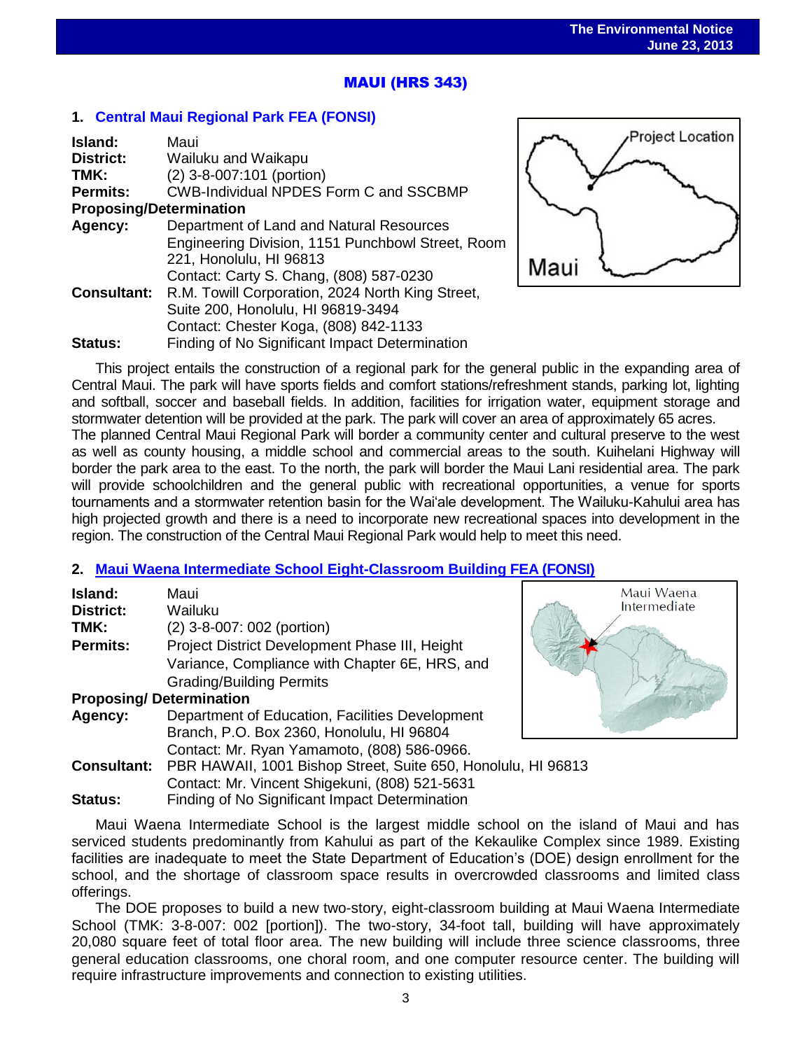## MAUI (HRS 343)

### 1. Central Maui Regional Park FEA (FONSI)

**Island:** Maui
**District:** Wailuku and Waikapu
**TMK:** (2) 3-8-007:101 (portion)
**Permits:** CWB-Individual NPDES Form C and SSCBMP
**Proposing/Determination**
**Agency:** Department of Land and Natural Resources Engineering Division, 1151 Punchbowl Street, Room 221, Honolulu, HI 96813
Contact: Carty S. Chang, (808) 587-0230
**Consultant:** R.M. Towill Corporation, 2024 North King Street, Suite 200, Honolulu, HI 96819-3494
Contact: Chester Koga, (808) 842-1133
**Status:** Finding of No Significant Impact Determination

This project entails the construction of a regional park for the general public in the expanding area of Central Maui. The park will have sports fields and comfort stations/refreshment stands, parking lot, lighting and softball, soccer and baseball fields. In addition, facilities for irrigation water, equipment storage and stormwater detention will be provided at the park. The park will cover an area of approximately 65 acres. The planned Central Maui Regional Park will border a community center and cultural preserve to the west as well as county housing, a middle school and commercial areas to the south. Kuihelani Highway will border the park area to the east. To the north, the park will border the Maui Lani residential area. The park will provide schoolchildren and the general public with recreational opportunities, a venue for sports tournaments and a stormwater retention basin for the Waiʻale development. The Wailuku-Kahului area has high projected growth and there is a need to incorporate new recreational spaces into development in the region. The construction of the Central Maui Regional Park would help to meet this need.

### 2. Maui Waena Intermediate School Eight-Classroom Building FEA (FONSI)

**Island:** Maui
**District:** Wailuku
**TMK:** (2) 3-8-007: 002 (portion)
**Permits:** Project District Development Phase III, Height Variance, Compliance with Chapter 6E, HRS, and Grading/Building Permits
**Proposing/ Determination**
**Agency:** Department of Education, Facilities Development Branch, P.O. Box 2360, Honolulu, HI 96804
Contact: Mr. Ryan Yamamoto, (808) 586-0966.
**Consultant:** PBR HAWAII, 1001 Bishop Street, Suite 650, Honolulu, HI 96813
Contact: Mr. Vincent Shigekuni, (808) 521-5631
**Status:** Finding of No Significant Impact Determination

Maui Waena Intermediate School is the largest middle school on the island of Maui and has serviced students predominantly from Kahului as part of the Kekaulike Complex since 1989. Existing facilities are inadequate to meet the State Department of Education's (DOE) design enrollment for the school, and the shortage of classroom space results in overcrowded classrooms and limited class offerings.

The DOE proposes to build a new two-story, eight-classroom building at Maui Waena Intermediate School (TMK: 3-8-007: 002 [portion]). The two-story, 34-foot tall, building will have approximately 20,080 square feet of total floor area. The new building will include three science classrooms, three general education classrooms, one choral room, and one computer resource center. The building will require infrastructure improvements and connection to existing utilities.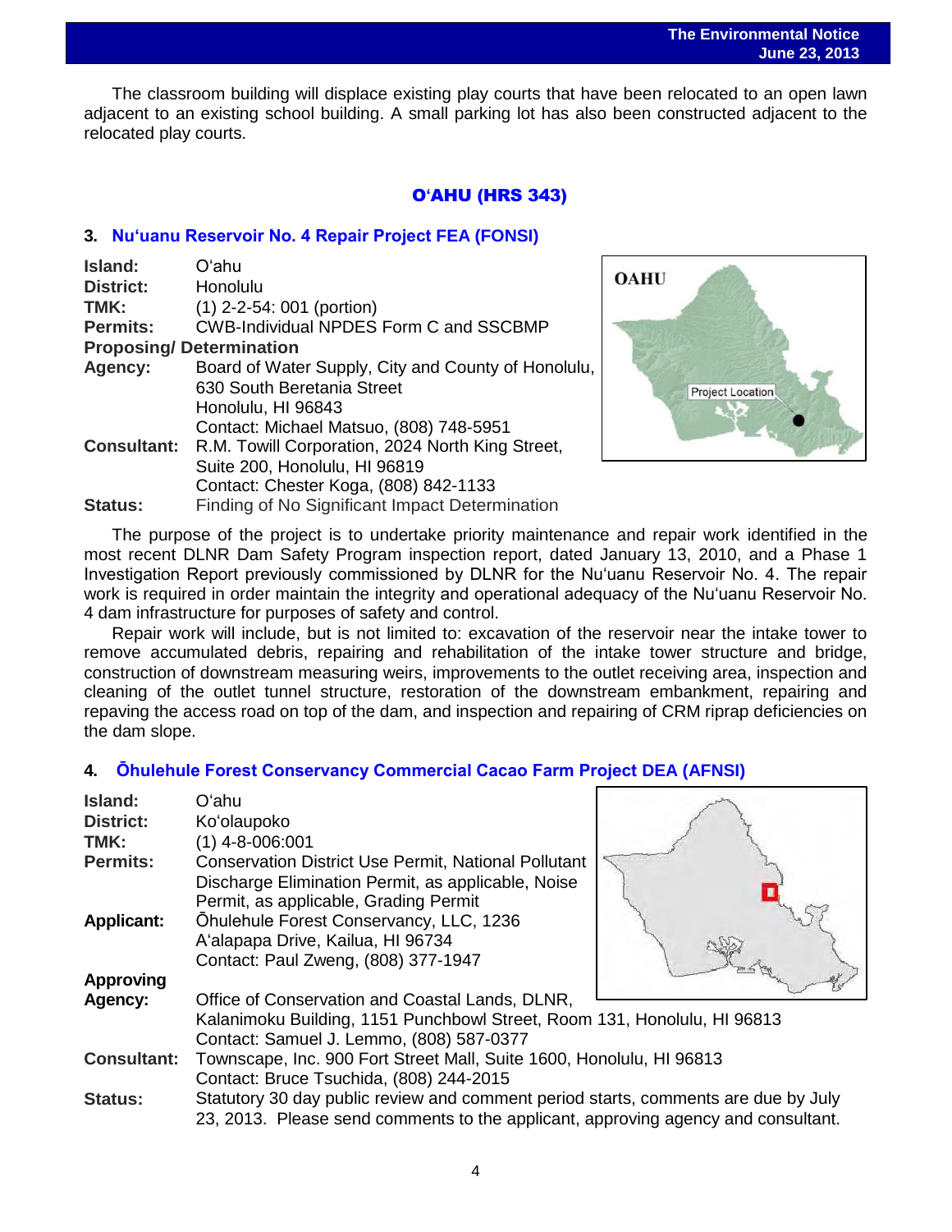The classroom building will displace existing play courts that have been relocated to an open lawn adjacent to an existing school building. A small parking lot has also been constructed adjacent to the relocated play courts.

## O'AHU (HRS 343)

### 3. Nu'uanu Reservoir No. 4 Repair Project FEA (FONSI)

**Island:** O'ahu
**District:** Honolulu
**TMK:** (1) 2-2-54: 001 (portion)
**Permits:** CWB-Individual NPDES Form C and SSCBMP
**Proposing/ Determination Agency:** Board of Water Supply, City and County of Honolulu, 630 South Beretania Street
Honolulu, HI 96843
Contact: Michael Matsuo, (808) 748-5951
**Consultant:** R.M. Towill Corporation, 2024 North King Street, Suite 200, Honolulu, HI 96819
Contact: Chester Koga, (808) 842-1133
**Status:** Finding of No Significant Impact Determination

The purpose of the project is to undertake priority maintenance and repair work identified in the most recent DLNR Dam Safety Program inspection report, dated January 13, 2010, and a Phase 1 Investigation Report previously commissioned by DLNR for the Nu'uanu Reservoir No. 4. The repair work is required in order maintain the integrity and operational adequacy of the Nu'uanu Reservoir No. 4 dam infrastructure for purposes of safety and control.

Repair work will include, but is not limited to: excavation of the reservoir near the intake tower to remove accumulated debris, repairing and rehabilitation of the intake tower structure and bridge, construction of downstream measuring weirs, improvements to the outlet receiving area, inspection and cleaning of the outlet tunnel structure, restoration of the downstream embankment, repairing and repaving the access road on top of the dam, and inspection and repairing of CRM riprap deficiencies on the dam slope.

### 4. Ōhulehule Forest Conservancy Commercial Cacao Farm Project DEA (AFNSI)

**Island:** O'ahu
**District:** Ko'olaupoko
**TMK:** (1) 4-8-006:001
**Permits:** Conservation District Use Permit, National Pollutant Discharge Elimination Permit, as applicable, Noise Permit, as applicable, Grading Permit
**Applicant:** Ōhulehule Forest Conservancy, LLC, 1236 A'alapapa Drive, Kailua, HI 96734
Contact: Paul Zweng, (808) 377-1947
**Approving Agency:** Office of Conservation and Coastal Lands, DLNR, Kalanimoku Building, 1151 Punchbowl Street, Room 131, Honolulu, HI 96813
Contact: Samuel J. Lemmo, (808) 587-0377
**Consultant:** Townscape, Inc. 900 Fort Street Mall, Suite 1600, Honolulu, HI 96813
Contact: Bruce Tsuchida, (808) 244-2015
**Status:** Statutory 30 day public review and comment period starts, comments are due by July 23, 2013. Please send comments to the applicant, approving agency and consultant.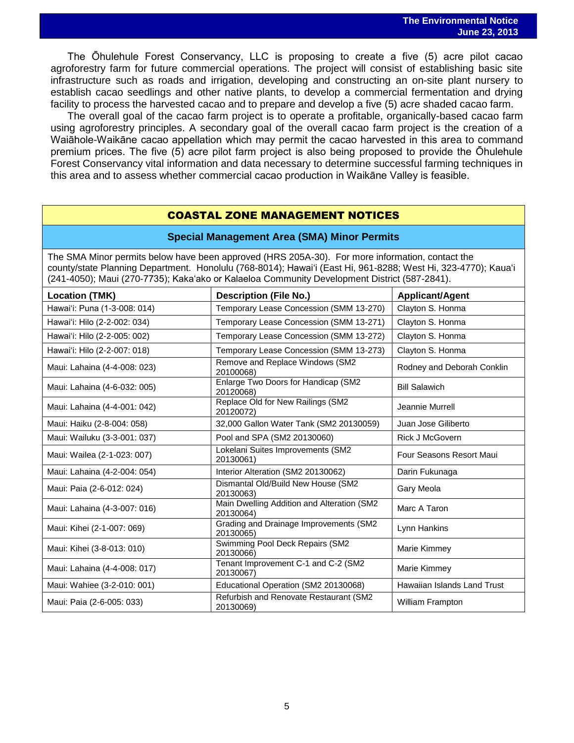The Ōhulehule Forest Conservancy, LLC is proposing to create a five (5) acre pilot cacao agroforestry farm for future commercial operations. The project will consist of establishing basic site infrastructure such as roads and irrigation, developing and constructing an on-site plant nursery to establish cacao seedlings and other native plants, to develop a commercial fermentation and drying facility to process the harvested cacao and to prepare and develop a five (5) acre shaded cacao farm.

The overall goal of the cacao farm project is to operate a profitable, organically-based cacao farm using agroforestry principles. A secondary goal of the overall cacao farm project is the creation of a Waiāhole-Waikāne cacao appellation which may permit the cacao harvested in this area to command premium prices. The five (5) acre pilot farm project is also being proposed to provide the Ōhulehule Forest Conservancy vital information and data necessary to determine successful farming techniques in this area and to assess whether commercial cacao production in Waikāne Valley is feasible.

## COASTAL ZONE MANAGEMENT NOTICES

### Special Management Area (SMA) Minor Permits

The SMA Minor permits below have been approved (HRS 205A-30). For more information, contact the county/state Planning Department. Honolulu (768-8014); Hawaiʻi (East Hi, 961-8288; West Hi, 323-4770); Kauaʻi (241-4050); Maui (270-7735); Kakaʻako or Kalaeloa Community Development District (587-2841).

| Location (TMK) | Description (File No.) | Applicant/Agent |
|---|---|---|
| Hawaiʻi: Puna (1-3-008: 014) | Temporary Lease Concession (SMM 13-270) | Clayton S. Honma |
| Hawaiʻi: Hilo (2-2-002: 034) | Temporary Lease Concession (SMM 13-271) | Clayton S. Honma |
| Hawaiʻi: Hilo (2-2-005: 002) | Temporary Lease Concession (SMM 13-272) | Clayton S. Honma |
| Hawaiʻi: Hilo (2-2-007: 018) | Temporary Lease Concession (SMM 13-273) | Clayton S. Honma |
| Maui: Lahaina (4-4-008: 023) | Remove and Replace Windows (SM2 20100068) | Rodney and Deborah Conklin |
| Maui: Lahaina (4-6-032: 005) | Enlarge Two Doors for Handicap (SM2 20120068) | Bill Salawich |
| Maui: Lahaina (4-4-001: 042) | Replace Old for New Railings (SM2 20120072) | Jeannie Murrell |
| Maui: Haiku (2-8-004: 058) | 32,000 Gallon Water Tank (SM2 20130059) | Juan Jose Giliberto |
| Maui: Wailuku (3-3-001: 037) | Pool and SPA (SM2 20130060) | Rick J McGovern |
| Maui: Wailea (2-1-023: 007) | Lokelani Suites Improvements (SM2 20130061) | Four Seasons Resort Maui |
| Maui: Lahaina (4-2-004: 054) | Interior Alteration (SM2 20130062) | Darin Fukunaga |
| Maui: Paia (2-6-012: 024) | Dismantal Old/Build New House (SM2 20130063) | Gary Meola |
| Maui: Lahaina (4-3-007: 016) | Main Dwelling Addition and Alteration (SM2 20130064) | Marc A Taron |
| Maui: Kihei (2-1-007: 069) | Grading and Drainage Improvements (SM2 20130065) | Lynn Hankins |
| Maui: Kihei (3-8-013: 010) | Swimming Pool Deck Repairs (SM2 20130066) | Marie Kimmey |
| Maui: Lahaina (4-4-008: 017) | Tenant Improvement C-1 and C-2 (SM2 20130067) | Marie Kimmey |
| Maui: Wahiee (3-2-010: 001) | Educational Operation (SM2 20130068) | Hawaiian Islands Land Trust |
| Maui: Paia (2-6-005: 033) | Refurbish and Renovate Restaurant (SM2 20130069) | William Frampton |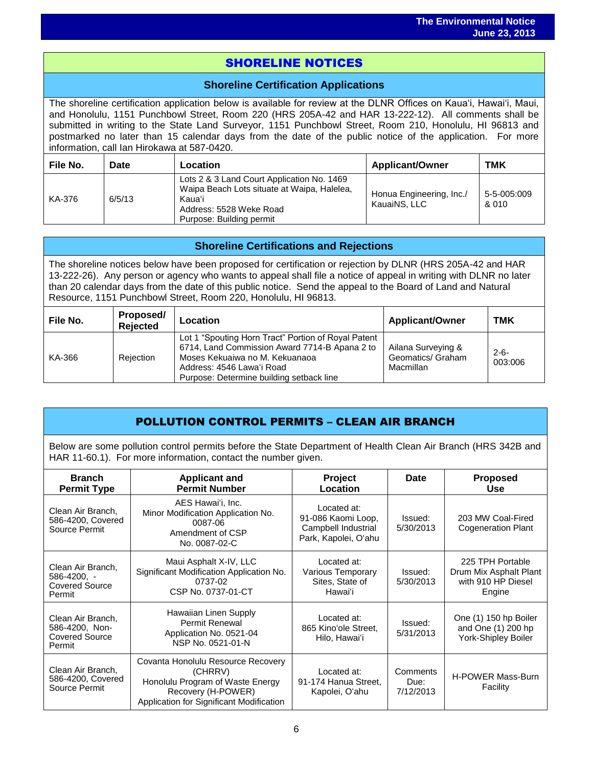# SHORELINE NOTICES

## Shoreline Certification Applications

The shoreline certification application below is available for review at the DLNR Offices on Kauaʻi, Hawaiʻi, Maui, and Honolulu, 1151 Punchbowl Street, Room 220 (HRS 205A-42 and HAR 13-222-12). All comments shall be submitted in writing to the State Land Surveyor, 1151 Punchbowl Street, Room 210, Honolulu, HI 96813 and postmarked no later than 15 calendar days from the date of the public notice of the application. For more information, call Ian Hirokawa at 587-0420.

| File No. | Date | Location | Applicant/Owner | TMK |
|---|---|---|---|---|
| KA-376 | 6/5/13 | Lots 2 & 3 Land Court Application No. 1469 Waipa Beach Lots situate at Waipa, Halelea, Kauaʻi<br>Address: 5528 Weke Road<br>Purpose: Building permit | Honua Engineering, Inc./ KauaiNS, LLC | 5-5-005:009 & 010 |

## Shoreline Certifications and Rejections

The shoreline notices below have been proposed for certification or rejection by DLNR (HRS 205A-42 and HAR 13-222-26). Any person or agency who wants to appeal shall file a notice of appeal in writing with DLNR no later than 20 calendar days from the date of this public notice. Send the appeal to the Board of Land and Natural Resource, 1151 Punchbowl Street, Room 220, Honolulu, HI 96813.

| File No. | Proposed/ Rejected | Location | Applicant/Owner | TMK |
|---|---|---|---|---|
| KA-366 | Rejection | Lot 1 "Spouting Horn Tract" Portion of Royal Patent 6714, Land Commission Award 7714-B Apana 2 to Moses Kekuaiwa no M. Kekuanaoa<br>Address: 4546 Lawaʻi Road<br>Purpose: Determine building setback line | Ailana Surveying & Geomatics/ Graham Macmillan | 2-6-003:006 |

# POLLUTION CONTROL PERMITS – CLEAN AIR BRANCH

Below are some pollution control permits before the State Department of Health Clean Air Branch (HRS 342B and HAR 11-60.1). For more information, contact the number given.

| Branch Permit Type | Applicant and Permit Number | Project Location | Date | Proposed Use |
|---|---|---|---|---|
| Clean Air Branch, 586-4200, Covered Source Permit | AES Hawaiʻi, Inc.<br>Minor Modification Application No. 0087-06<br>Amendment of CSP No. 0087-02-C | Located at: 91-086 Kaomi Loop, Campbell Industrial Park, Kapolei, Oʻahu | Issued: 5/30/2013 | 203 MW Coal-Fired Cogeneration Plant |
| Clean Air Branch, 586-4200, - Covered Source Permit | Maui Asphalt X-IV, LLC<br>Significant Modification Application No. 0737-02<br>CSP No. 0737-01-CT | Located at: Various Temporary Sites, State of Hawaiʻi | Issued: 5/30/2013 | 225 TPH Portable Drum Mix Asphalt Plant with 910 HP Diesel Engine |
| Clean Air Branch, 586-4200, Non-Covered Source Permit | Hawaiian Linen Supply<br>Permit Renewal<br>Application No. 0521-04<br>NSP No. 0521-01-N | Located at: 865 Kinoʻole Street, Hilo, Hawaiʻi | Issued: 5/31/2013 | One (1) 150 hp Boiler and One (1) 200 hp York-Shipley Boiler |
| Clean Air Branch, 586-4200, Covered Source Permit | Covanta Honolulu Resource Recovery (CHRRV)<br>Honolulu Program of Waste Energy Recovery (H-POWER)<br>Application for Significant Modification | Located at: 91-174 Hanua Street, Kapolei, Oʻahu | Comments Due: 7/12/2013 | H-POWER Mass-Burn Facility |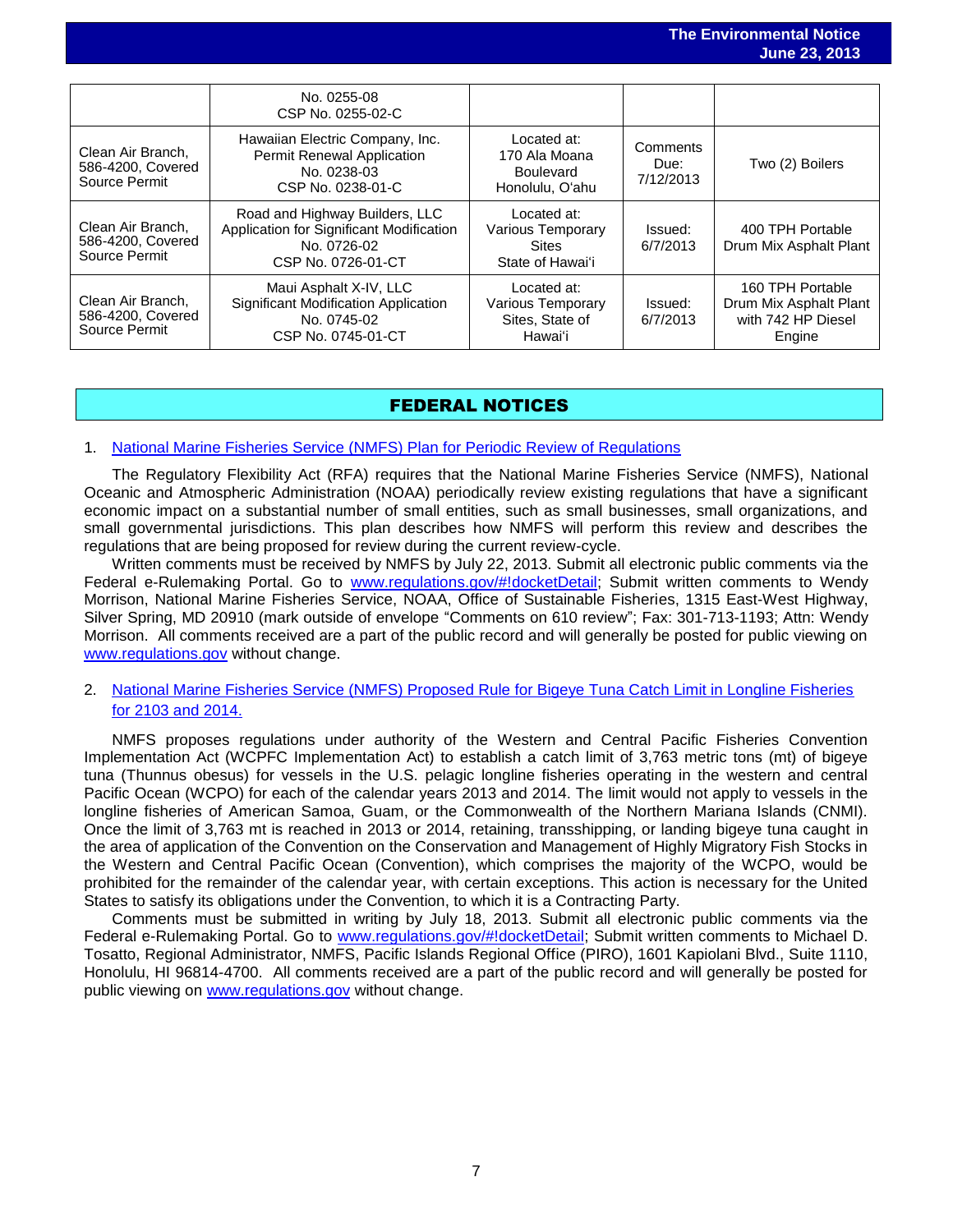| | | | | |
|---|---|---|---|---|
| | No. 0255-08<br>CSP No. 0255-02-C | | | |
| Clean Air Branch, 586-4200, Covered Source Permit | Hawaiian Electric Company, Inc.<br>Permit Renewal Application<br>No. 0238-03<br>CSP No. 0238-01-C | Located at:<br>170 Ala Moana Boulevard<br>Honolulu, O'ahu | Comments Due:<br>7/12/2013 | Two (2) Boilers |
| Clean Air Branch, 586-4200, Covered Source Permit | Road and Highway Builders, LLC<br>Application for Significant Modification<br>No. 0726-02<br>CSP No. 0726-01-CT | Located at:<br>Various Temporary Sites<br>State of Hawai'i | Issued:<br>6/7/2013 | 400 TPH Portable Drum Mix Asphalt Plant |
| Clean Air Branch, 586-4200, Covered Source Permit | Maui Asphalt X-IV, LLC<br>Significant Modification Application<br>No. 0745-02<br>CSP No. 0745-01-CT | Located at:<br>Various Temporary Sites, State of Hawai'i | Issued:<br>6/7/2013 | 160 TPH Portable Drum Mix Asphalt Plant with 742 HP Diesel Engine |

## FEDERAL NOTICES

1. National Marine Fisheries Service (NMFS) Plan for Periodic Review of Regulations

The Regulatory Flexibility Act (RFA) requires that the National Marine Fisheries Service (NMFS), National Oceanic and Atmospheric Administration (NOAA) periodically review existing regulations that have a significant economic impact on a substantial number of small entities, such as small businesses, small organizations, and small governmental jurisdictions. This plan describes how NMFS will perform this review and describes the regulations that are being proposed for review during the current review-cycle.

Written comments must be received by NMFS by July 22, 2013. Submit all electronic public comments via the Federal e-Rulemaking Portal. Go to www.regulations.gov/#!docketDetail; Submit written comments to Wendy Morrison, National Marine Fisheries Service, NOAA, Office of Sustainable Fisheries, 1315 East-West Highway, Silver Spring, MD 20910 (mark outside of envelope "Comments on 610 review"; Fax: 301-713-1193; Attn: Wendy Morrison. All comments received are a part of the public record and will generally be posted for public viewing on www.regulations.gov without change.

2. National Marine Fisheries Service (NMFS) Proposed Rule for Bigeye Tuna Catch Limit in Longline Fisheries for 2103 and 2014.

NMFS proposes regulations under authority of the Western and Central Pacific Fisheries Convention Implementation Act (WCPFC Implementation Act) to establish a catch limit of 3,763 metric tons (mt) of bigeye tuna (Thunnus obesus) for vessels in the U.S. pelagic longline fisheries operating in the western and central Pacific Ocean (WCPO) for each of the calendar years 2013 and 2014. The limit would not apply to vessels in the longline fisheries of American Samoa, Guam, or the Commonwealth of the Northern Mariana Islands (CNMI). Once the limit of 3,763 mt is reached in 2013 or 2014, retaining, transshipping, or landing bigeye tuna caught in the area of application of the Convention on the Conservation and Management of Highly Migratory Fish Stocks in the Western and Central Pacific Ocean (Convention), which comprises the majority of the WCPO, would be prohibited for the remainder of the calendar year, with certain exceptions. This action is necessary for the United States to satisfy its obligations under the Convention, to which it is a Contracting Party.

Comments must be submitted in writing by July 18, 2013. Submit all electronic public comments via the Federal e-Rulemaking Portal. Go to www.regulations.gov/#!docketDetail; Submit written comments to Michael D. Tosatto, Regional Administrator, NMFS, Pacific Islands Regional Office (PIRO), 1601 Kapiolani Blvd., Suite 1110, Honolulu, HI 96814-4700. All comments received are a part of the public record and will generally be posted for public viewing on www.regulations.gov without change.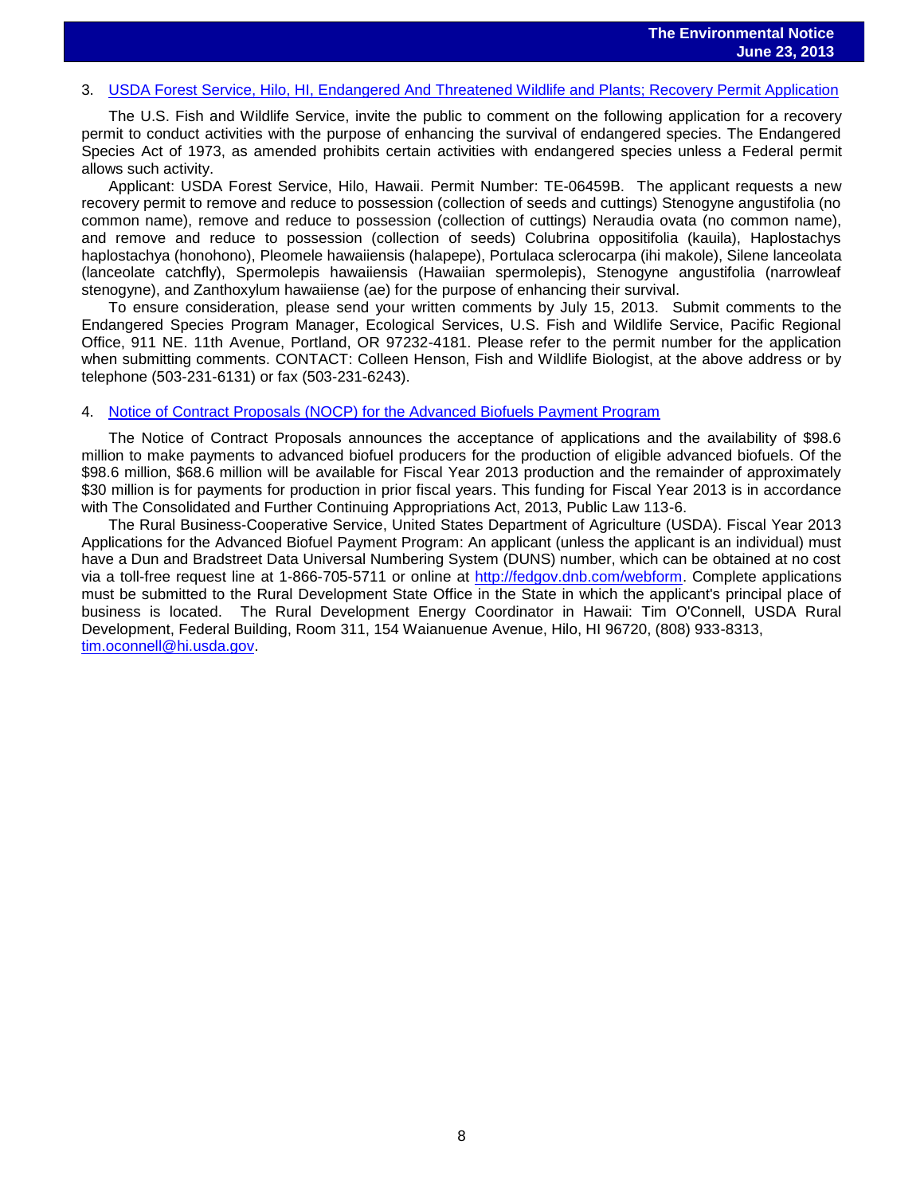3. [USDA Forest Service, Hilo, HI, Endangered And Threatened Wildlife and Plants; Recovery Permit Application]

The U.S. Fish and Wildlife Service, invite the public to comment on the following application for a recovery permit to conduct activities with the purpose of enhancing the survival of endangered species. The Endangered Species Act of 1973, as amended prohibits certain activities with endangered species unless a Federal permit allows such activity.

Applicant: USDA Forest Service, Hilo, Hawaii. Permit Number: TE-06459B. The applicant requests a new recovery permit to remove and reduce to possession (collection of seeds and cuttings) Stenogyne angustifolia (no common name), remove and reduce to possession (collection of cuttings) Neraudia ovata (no common name), and remove and reduce to possession (collection of seeds) Colubrina oppositifolia (kauila), Haplostachys haplostachya (honohono), Pleomele hawaiiensis (halapepe), Portulaca sclerocarpa (ihi makole), Silene lanceolata (lanceolate catchfly), Spermolepis hawaiiensis (Hawaiian spermolepis), Stenogyne angustifolia (narrowleaf stenogyne), and Zanthoxylum hawaiiense (ae) for the purpose of enhancing their survival.

To ensure consideration, please send your written comments by July 15, 2013. Submit comments to the Endangered Species Program Manager, Ecological Services, U.S. Fish and Wildlife Service, Pacific Regional Office, 911 NE. 11th Avenue, Portland, OR 97232-4181. Please refer to the permit number for the application when submitting comments. CONTACT: Colleen Henson, Fish and Wildlife Biologist, at the above address or by telephone (503-231-6131) or fax (503-231-6243).

4. [Notice of Contract Proposals (NOCP) for the Advanced Biofuels Payment Program]

The Notice of Contract Proposals announces the acceptance of applications and the availability of $98.6 million to make payments to advanced biofuel producers for the production of eligible advanced biofuels. Of the $98.6 million, $68.6 million will be available for Fiscal Year 2013 production and the remainder of approximately $30 million is for payments for production in prior fiscal years. This funding for Fiscal Year 2013 is in accordance with The Consolidated and Further Continuing Appropriations Act, 2013, Public Law 113-6.

The Rural Business-Cooperative Service, United States Department of Agriculture (USDA). Fiscal Year 2013 Applications for the Advanced Biofuel Payment Program: An applicant (unless the applicant is an individual) must have a Dun and Bradstreet Data Universal Numbering System (DUNS) number, which can be obtained at no cost via a toll-free request line at 1-866-705-5711 or online at http://fedgov.dnb.com/webform. Complete applications must be submitted to the Rural Development State Office in the State in which the applicant's principal place of business is located. The Rural Development Energy Coordinator in Hawaii: Tim O'Connell, USDA Rural Development, Federal Building, Room 311, 154 Waianuenue Avenue, Hilo, HI 96720, (808) 933-8313, tim.oconnell@hi.usda.gov.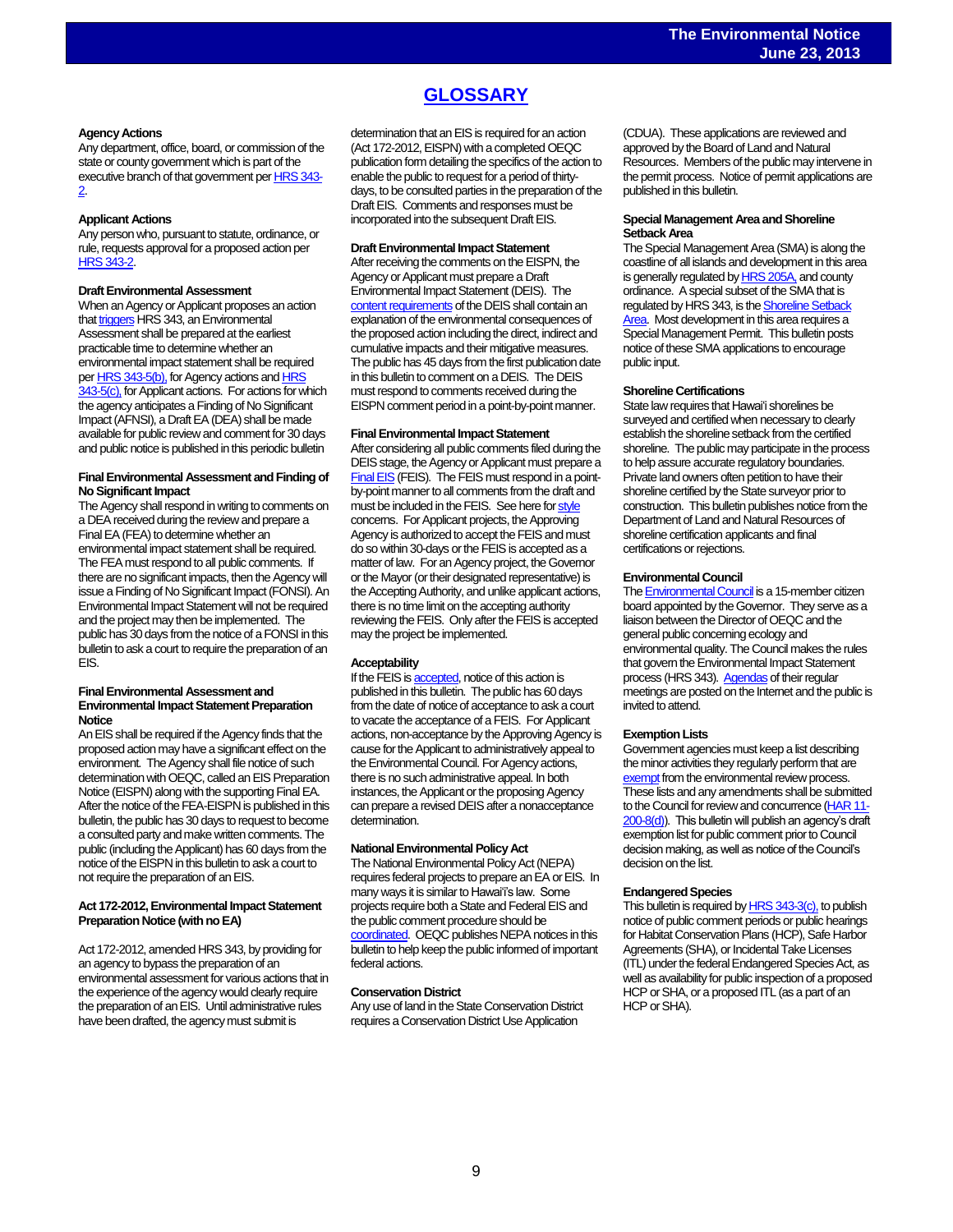# GLOSSARY

### Agency Actions

Any department, office, board, or commission of the state or county government which is part of the executive branch of that government per HRS 343-2.

### Applicant Actions

Any person who, pursuant to statute, ordinance, or rule, requests approval for a proposed action per HRS 343-2.

### Draft Environmental Assessment

When an Agency or Applicant proposes an action that triggers HRS 343, an Environmental Assessment shall be prepared at the earliest practicable time to determine whether an environmental impact statement shall be required per HRS 343-5(b), for Agency actions and HRS 343-5(c), for Applicant actions. For actions for which the agency anticipates a Finding of No Significant Impact (AFNSI), a Draft EA (DEA) shall be made available for public review and comment for 30 days and public notice is published in this periodic bulletin

### Final Environmental Assessment and Finding of No Significant Impact

The Agency shall respond in writing to comments on a DEA received during the review and prepare a Final EA (FEA) to determine whether an environmental impact statement shall be required. The FEA must respond to all public comments. If there are no significant impacts, then the Agency will issue a Finding of No Significant Impact (FONSI). An Environmental Impact Statement will not be required and the project may then be implemented. The public has 30 days from the notice of a FONSI in this bulletin to ask a court to require the preparation of an EIS.

### Final Environmental Assessment and Environmental Impact Statement Preparation Notice

An EIS shall be required if the Agency finds that the proposed action may have a significant effect on the environment. The Agency shall file notice of such determination with OEQC, called an EIS Preparation Notice (EISPN) along with the supporting Final EA. After the notice of the FEA-EISPN is published in this bulletin, the public has 30 days to request to become a consulted party and make written comments. The public (including the Applicant) has 60 days from the notice of the EISPN in this bulletin to ask a court to not require the preparation of an EIS.

### Act 172-2012, Environmental Impact Statement Preparation Notice (with no EA)

Act 172-2012, amended HRS 343, by providing for an agency to bypass the preparation of an environmental assessment for various actions that in the experience of the agency would clearly require the preparation of an EIS. Until administrative rules have been drafted, the agency must submit is determination that an EIS is required for an action (Act 172-2012, EISPN) with a completed OEQC publication form detailing the specifics of the action to enable the public to request for a period of thirty-days, to be consulted parties in the preparation of the Draft EIS. Comments and responses must be incorporated into the subsequent Draft EIS.

### Draft Environmental Impact Statement

After receiving the comments on the EISPN, the Agency or Applicant must prepare a Draft Environmental Impact Statement (DEIS). The content requirements of the DEIS shall contain an explanation of the environmental consequences of the proposed action including the direct, indirect and cumulative impacts and their mitigative measures. The public has 45 days from the first publication date in this bulletin to comment on a DEIS. The DEIS must respond to comments received during the EISPN comment period in a point-by-point manner.

### Final Environmental Impact Statement

After considering all public comments filed during the DEIS stage, the Agency or Applicant must prepare a Final EIS (FEIS). The FEIS must respond in a point-by-point manner to all comments from the draft and must be included in the FEIS. See here for style concerns. For Applicant projects, the Approving Agency is authorized to accept the FEIS and must do so within 30-days or the FEIS is accepted as a matter of law. For an Agency project, the Governor or the Mayor (or their designated representative) is the Accepting Authority, and unlike applicant actions, there is no time limit on the accepting authority reviewing the FEIS. Only after the FEIS is accepted may the project be implemented.

### Acceptability

If the FEIS is accepted, notice of this action is published in this bulletin. The public has 60 days from the date of notice of acceptance to ask a court to vacate the acceptance of a FEIS. For Applicant actions, non-acceptance by the Approving Agency is cause for the Applicant to administratively appeal to the Environmental Council. For Agency actions, there is no such administrative appeal. In both instances, the Applicant or the proposing Agency can prepare a revised DEIS after a nonacceptance determination.

### National Environmental Policy Act

The National Environmental Policy Act (NEPA) requires federal projects to prepare an EA or EIS. In many ways it is similar to Hawai'i's law. Some projects require both a State and Federal EIS and the public comment procedure should be coordinated. OEQC publishes NEPA notices in this bulletin to help keep the public informed of important federal actions.

### Conservation District

Any use of land in the State Conservation District requires a Conservation District Use Application (CDUA). These applications are reviewed and approved by the Board of Land and Natural Resources. Members of the public may intervene in the permit process. Notice of permit applications are published in this bulletin.

### Special Management Area and Shoreline Setback Area

The Special Management Area (SMA) is along the coastline of all islands and development in this area is generally regulated by HRS 205A, and county ordinance. A special subset of the SMA that is regulated by HRS 343, is the Shoreline Setback Area. Most development in this area requires a Special Management Permit. This bulletin posts notice of these SMA applications to encourage public input.

### Shoreline Certifications

State law requires that Hawai'i shorelines be surveyed and certified when necessary to clearly establish the shoreline setback from the certified shoreline. The public may participate in the process to help assure accurate regulatory boundaries. Private land owners often petition to have their shoreline certified by the State surveyor prior to construction. This bulletin publishes notice from the Department of Land and Natural Resources of shoreline certification applicants and final certifications or rejections.

### Environmental Council

The Environmental Council is a 15-member citizen board appointed by the Governor. They serve as a liaison between the Director of OEQC and the general public concerning ecology and environmental quality. The Council makes the rules that govern the Environmental Impact Statement process (HRS 343). Agendas of their regular meetings are posted on the Internet and the public is invited to attend.

### Exemption Lists

Government agencies must keep a list describing the minor activities they regularly perform that are exempt from the environmental review process. These lists and any amendments shall be submitted to the Council for review and concurrence (HAR 11-200-8(d)). This bulletin will publish an agency's draft exemption list for public comment prior to Council decision making, as well as notice of the Council's decision on the list.

### Endangered Species

This bulletin is required by HRS 343-3(c), to publish notice of public comment periods or public hearings for Habitat Conservation Plans (HCP), Safe Harbor Agreements (SHA), or Incidental Take Licenses (ITL) under the federal Endangered Species Act, as well as availability for public inspection of a proposed HCP or SHA, or a proposed ITL (as a part of an HCP or SHA).